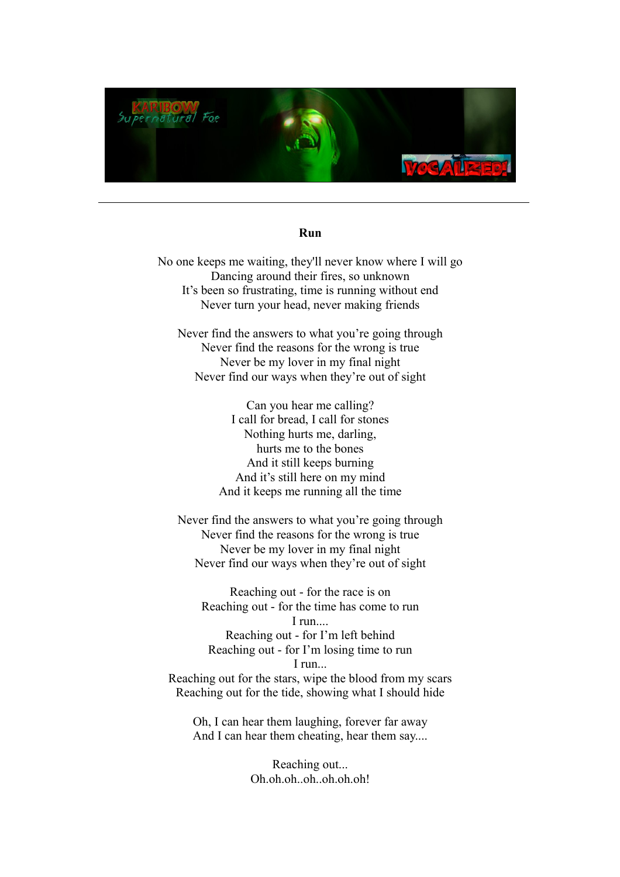## Run

No one keeps me waiting, they'll never know where I will go
Dancing around their fires, so unknown
It's been so frustrating, time is running without end
Never turn your head, never making friends

Never find the answers to what you're going through
Never find the reasons for the wrong is true
Never be my lover in my final night
Never find our ways when they're out of sight

Can you hear me calling?
I call for bread, I call for stones
Nothing hurts me, darling,
hurts me to the bones
And it still keeps burning
And it's still here on my mind
And it keeps me running all the time

Never find the answers to what you're going through
Never find the reasons for the wrong is true
Never be my lover in my final night
Never find our ways when they're out of sight

Reaching out - for the race is on
Reaching out - for the time has come to run
I run....
Reaching out - for I'm left behind
Reaching out - for I'm losing time to run
I run...
Reaching out for the stars, wipe the blood from my scars
Reaching out for the tide, showing what I should hide

Oh, I can hear them laughing, forever far away
And I can hear them cheating, hear them say....

Reaching out...
Oh.oh.oh..oh..oh.oh.oh!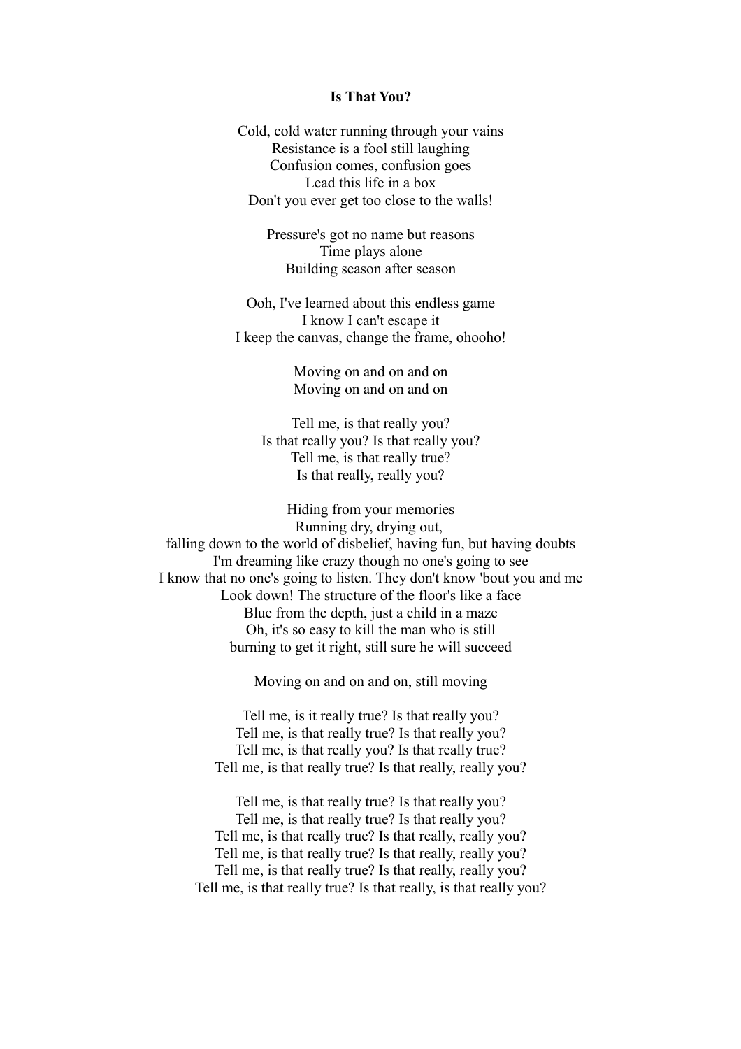**Is That You?**

Cold, cold water running through your vains
Resistance is a fool still laughing
Confusion comes, confusion goes
Lead this life in a box
Don't you ever get too close to the walls!

Pressure's got no name but reasons
Time plays alone
Building season after season

Ooh, I've learned about this endless game
I know I can't escape it
I keep the canvas, change the frame, ohooho!

Moving on and on and on
Moving on and on and on

Tell me, is that really you?
Is that really you? Is that really you?
Tell me, is that really true?
Is that really, really you?

Hiding from your memories
Running dry, drying out,
falling down to the world of disbelief, having fun, but having doubts
I'm dreaming like crazy though no one's going to see
I know that no one's going to listen. They don't know 'bout you and me
Look down! The structure of the floor's like a face
Blue from the depth, just a child in a maze
Oh, it's so easy to kill the man who is still
burning to get it right, still sure he will succeed

Moving on and on and on, still moving

Tell me, is it really true? Is that really you?
Tell me, is that really true? Is that really you?
Tell me, is that really you? Is that really true?
Tell me, is that really true? Is that really, really you?

Tell me, is that really true? Is that really you?
Tell me, is that really true? Is that really you?
Tell me, is that really true? Is that really, really you?
Tell me, is that really true? Is that really, really you?
Tell me, is that really true? Is that really, really you?
Tell me, is that really true? Is that really, is that really you?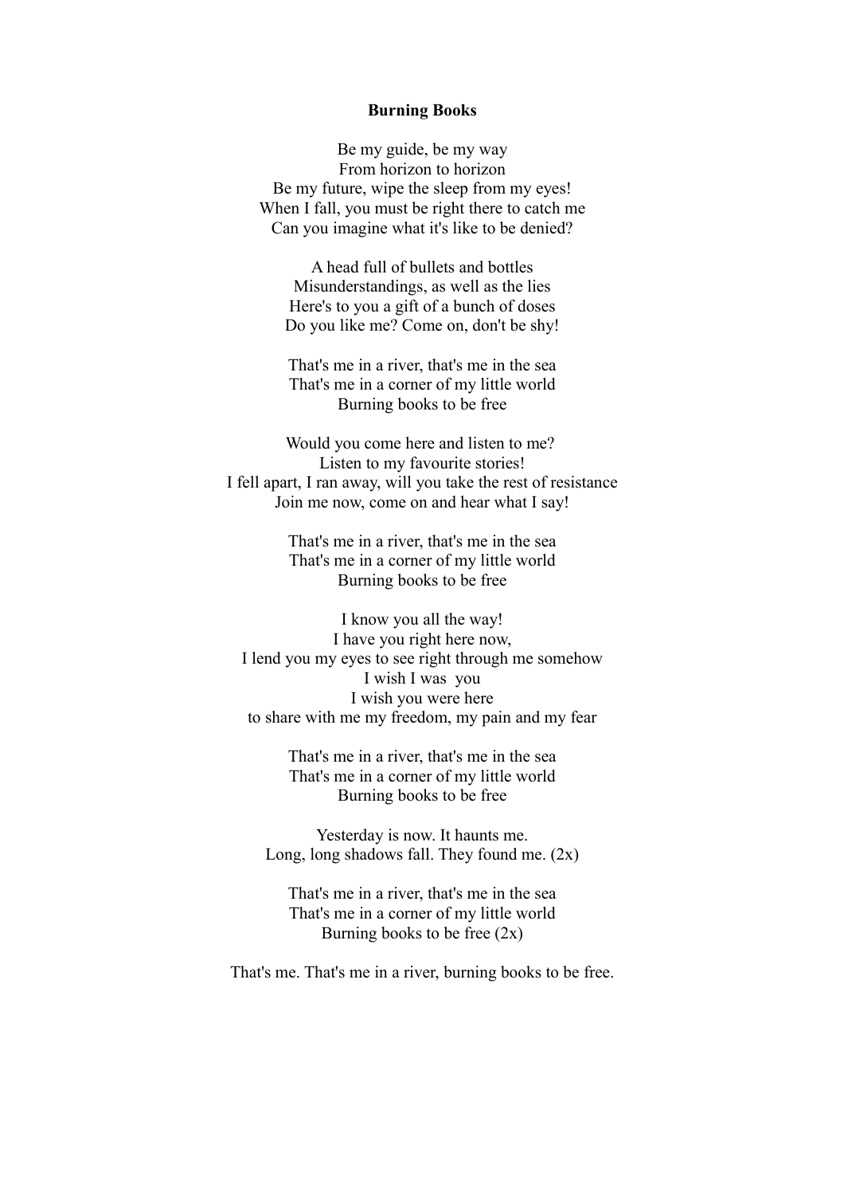**Burning Books**

Be my guide, be my way  
From horizon to horizon  
Be my future, wipe the sleep from my eyes!  
When I fall, you must be right there to catch me  
Can you imagine what it's like to be denied?

A head full of bullets and bottles  
Misunderstandings, as well as the lies  
Here's to you a gift of a bunch of doses  
Do you like me? Come on, don't be shy!

That's me in a river, that's me in the sea  
That's me in a corner of my little world  
Burning books to be free

Would you come here and listen to me?  
Listen to my favourite stories!  
I fell apart, I ran away, will you take the rest of resistance  
Join me now, come on and hear what I say!

That's me in a river, that's me in the sea  
That's me in a corner of my little world  
Burning books to be free

I know you all the way!  
I have you right here now,  
I lend you my eyes to see right through me somehow  
I wish I was you  
I wish you were here  
to share with me my freedom, my pain and my fear

That's me in a river, that's me in the sea  
That's me in a corner of my little world  
Burning books to be free

Yesterday is now. It haunts me.  
Long, long shadows fall. They found me. (2x)

That's me in a river, that's me in the sea  
That's me in a corner of my little world  
Burning books to be free (2x)

That's me. That's me in a river, burning books to be free.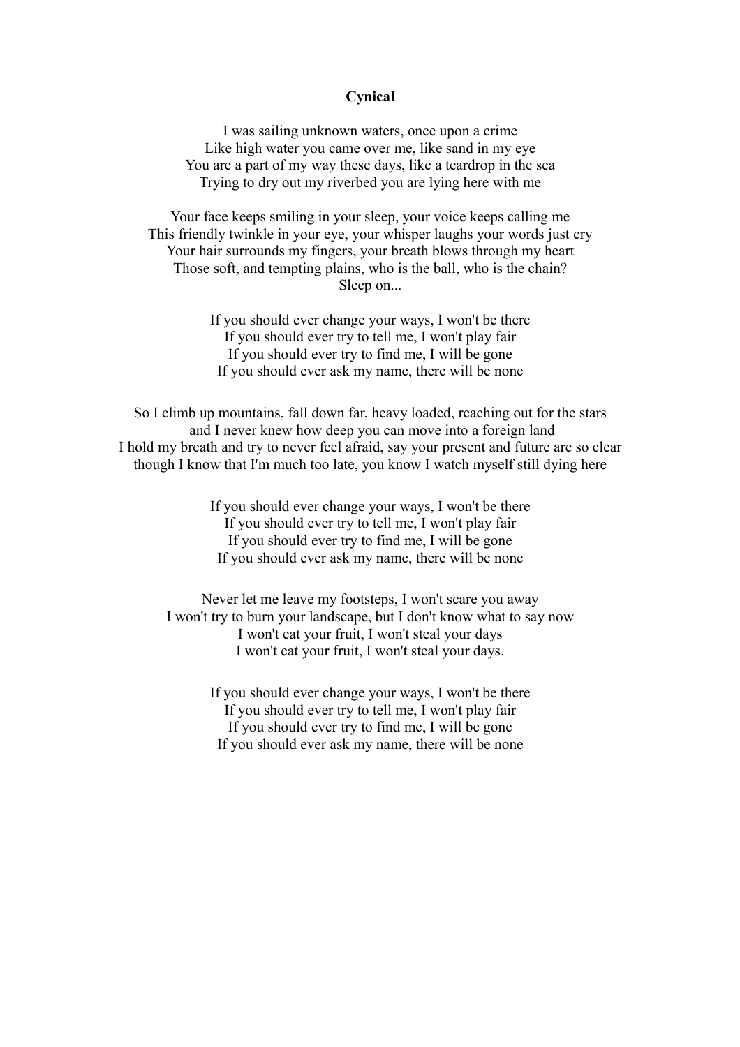**Cynical**

I was sailing unknown waters, once upon a crime
Like high water you came over me, like sand in my eye
You are a part of my way these days, like a teardrop in the sea
Trying to dry out my riverbed you are lying here with me

Your face keeps smiling in your sleep, your voice keeps calling me
This friendly twinkle in your eye, your whisper laughs your words just cry
Your hair surrounds my fingers, your breath blows through my heart
Those soft, and tempting plains, who is the ball, who is the chain?
Sleep on...

If you should ever change your ways, I won't be there
If you should ever try to tell me, I won't play fair
If you should ever try to find me, I will be gone
If you should ever ask my name, there will be none

So I climb up mountains, fall down far, heavy loaded, reaching out for the stars
and I never knew how deep you can move into a foreign land
I hold my breath and try to never feel afraid, say your present and future are so clear
though I know that I'm much too late, you know I watch myself still dying here

If you should ever change your ways, I won't be there
If you should ever try to tell me, I won't play fair
If you should ever try to find me, I will be gone
If you should ever ask my name, there will be none

Never let me leave my footsteps, I won't scare you away
I won't try to burn your landscape, but I don't know what to say now
I won't eat your fruit, I won't steal your days
I won't eat your fruit, I won't steal your days.

If you should ever change your ways, I won't be there
If you should ever try to tell me, I won't play fair
If you should ever try to find me, I will be gone
If you should ever ask my name, there will be none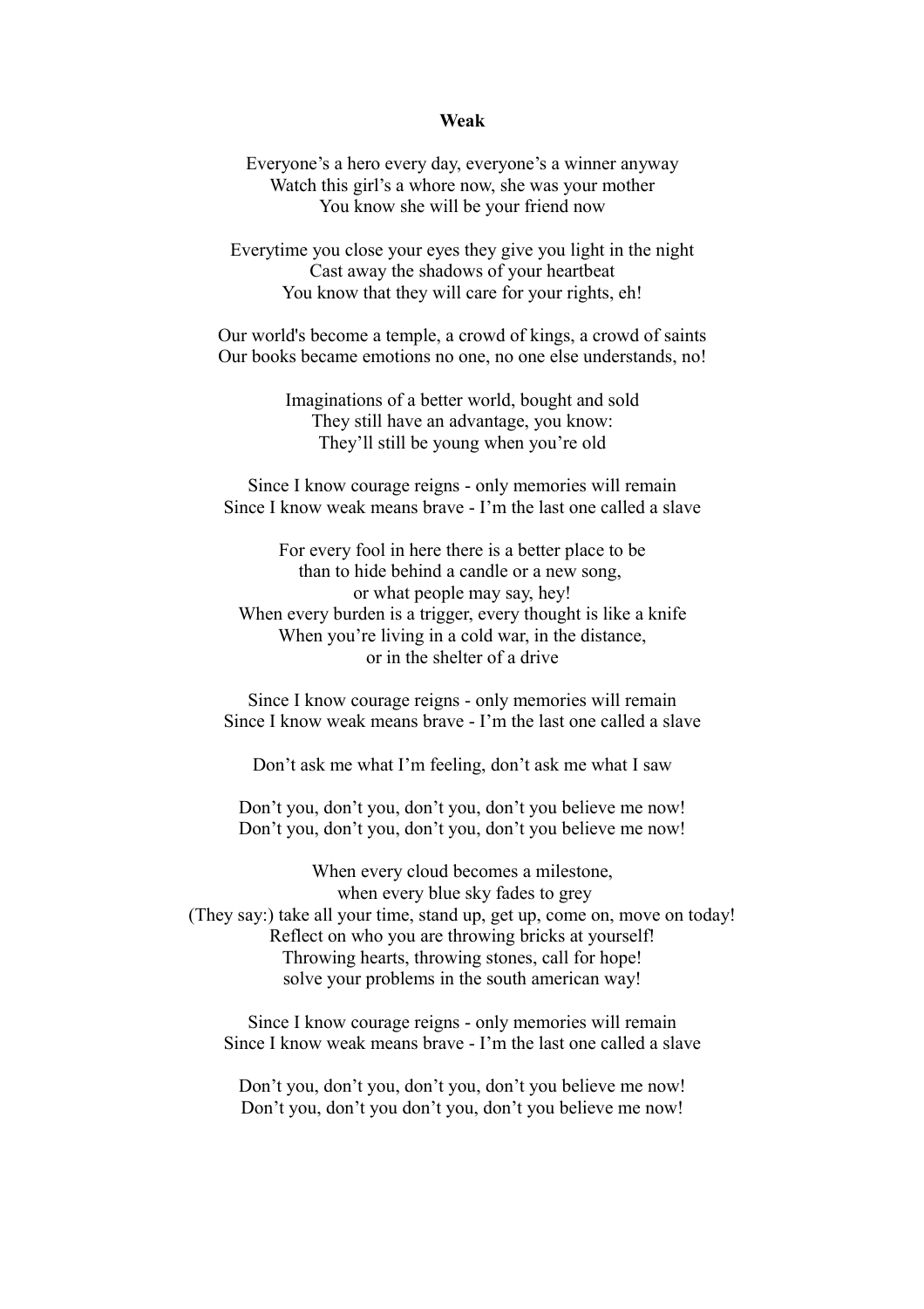**Weak**

Everyone's a hero every day, everyone's a winner anyway
Watch this girl's a whore now, she was your mother
You know she will be your friend now

Everytime you close your eyes they give you light in the night
Cast away the shadows of your heartbeat
You know that they will care for your rights, eh!

Our world's become a temple, a crowd of kings, a crowd of saints
Our books became emotions no one, no one else understands, no!

Imaginations of a better world, bought and sold
They still have an advantage, you know:
They'll still be young when you're old

Since I know courage reigns - only memories will remain
Since I know weak means brave - I'm the last one called a slave

For every fool in here there is a better place to be
than to hide behind a candle or a new song,
or what people may say, hey!
When every burden is a trigger, every thought is like a knife
When you're living in a cold war, in the distance,
or in the shelter of a drive

Since I know courage reigns - only memories will remain
Since I know weak means brave - I'm the last one called a slave

Don't ask me what I'm feeling, don't ask me what I saw

Don't you, don't you, don't you, don't you believe me now!
Don't you, don't you, don't you, don't you believe me now!

When every cloud becomes a milestone,
when every blue sky fades to grey
(They say:) take all your time, stand up, get up, come on, move on today!
Reflect on who you are throwing bricks at yourself!
Throwing hearts, throwing stones, call for hope!
solve your problems in the south american way!

Since I know courage reigns - only memories will remain
Since I know weak means brave - I'm the last one called a slave

Don't you, don't you, don't you, don't you believe me now!
Don't you, don't you don't you, don't you believe me now!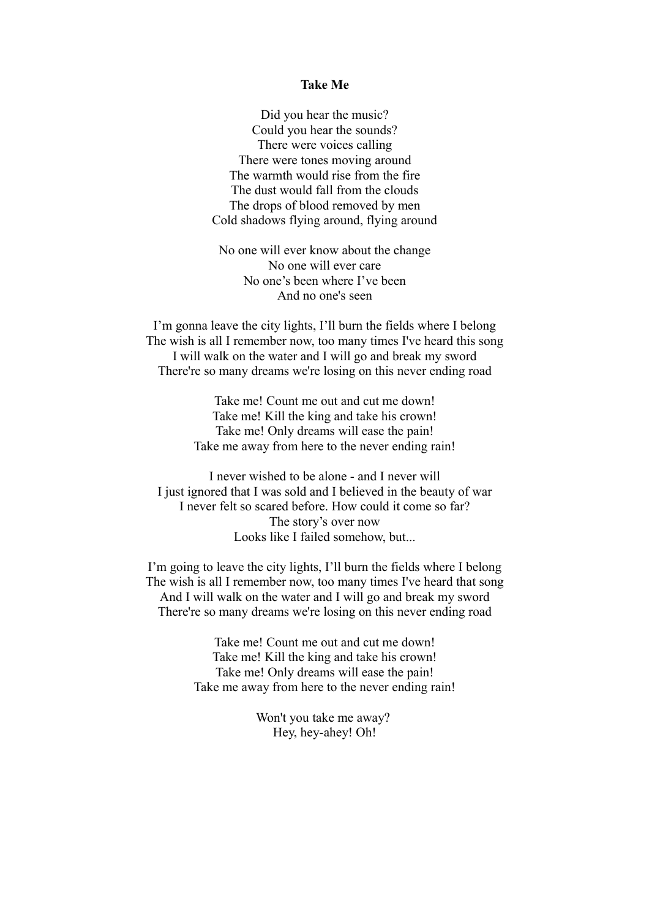**Take Me**

Did you hear the music?
Could you hear the sounds?
There were voices calling
There were tones moving around
The warmth would rise from the fire
The dust would fall from the clouds
The drops of blood removed by men
Cold shadows flying around, flying around

No one will ever know about the change
No one will ever care
No one's been where I've been
And no one's seen

I'm gonna leave the city lights, I'll burn the fields where I belong
The wish is all I remember now, too many times I've heard this song
I will walk on the water and I will go and break my sword
There're so many dreams we're losing on this never ending road

Take me! Count me out and cut me down!
Take me! Kill the king and take his crown!
Take me! Only dreams will ease the pain!
Take me away from here to the never ending rain!

I never wished to be alone - and I never will
I just ignored that I was sold and I believed in the beauty of war
I never felt so scared before. How could it come so far?
The story's over now
Looks like I failed somehow, but...

I'm going to leave the city lights, I'll burn the fields where I belong
The wish is all I remember now, too many times I've heard that song
And I will walk on the water and I will go and break my sword
There're so many dreams we're losing on this never ending road

Take me! Count me out and cut me down!
Take me! Kill the king and take his crown!
Take me! Only dreams will ease the pain!
Take me away from here to the never ending rain!

Won't you take me away?
Hey, hey-ahey! Oh!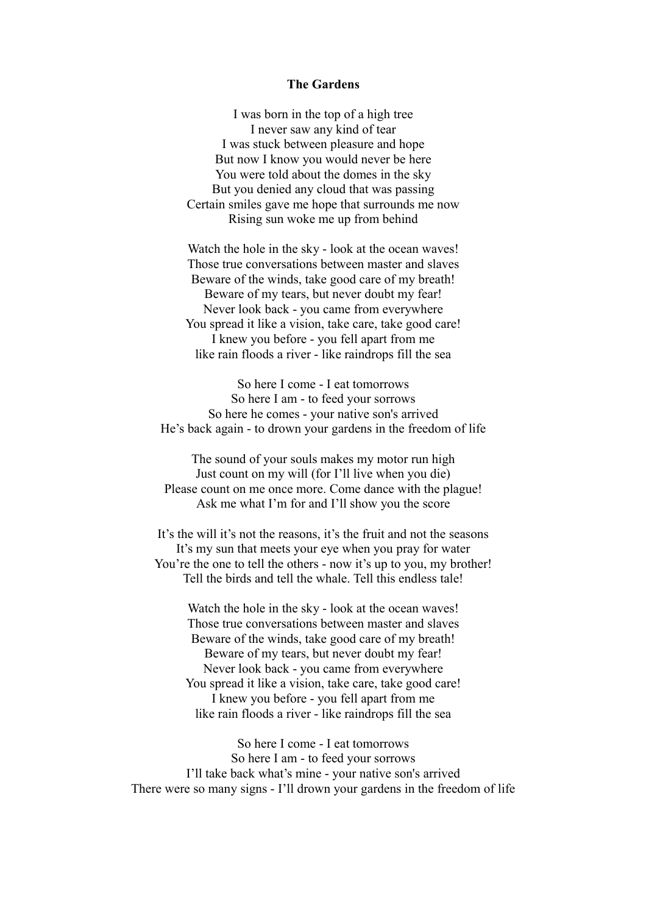**The Gardens**

I was born in the top of a high tree
I never saw any kind of tear
I was stuck between pleasure and hope
But now I know you would never be here
You were told about the domes in the sky
But you denied any cloud that was passing
Certain smiles gave me hope that surrounds me now
Rising sun woke me up from behind

Watch the hole in the sky - look at the ocean waves!
Those true conversations between master and slaves
Beware of the winds, take good care of my breath!
Beware of my tears, but never doubt my fear!
Never look back - you came from everywhere
You spread it like a vision, take care, take good care!
I knew you before - you fell apart from me
like rain floods a river - like raindrops fill the sea

So here I come - I eat tomorrows
So here I am - to feed your sorrows
So here he comes - your native son's arrived
He's back again - to drown your gardens in the freedom of life

The sound of your souls makes my motor run high
Just count on my will (for I'll live when you die)
Please count on me once more. Come dance with the plague!
Ask me what I'm for and I'll show you the score

It's the will it's not the reasons, it's the fruit and not the seasons
It's my sun that meets your eye when you pray for water
You're the one to tell the others - now it's up to you, my brother!
Tell the birds and tell the whale. Tell this endless tale!

Watch the hole in the sky - look at the ocean waves!
Those true conversations between master and slaves
Beware of the winds, take good care of my breath!
Beware of my tears, but never doubt my fear!
Never look back - you came from everywhere
You spread it like a vision, take care, take good care!
I knew you before - you fell apart from me
like rain floods a river - like raindrops fill the sea

So here I come - I eat tomorrows
So here I am - to feed your sorrows
I'll take back what's mine - your native son's arrived
There were so many signs - I'll drown your gardens in the freedom of life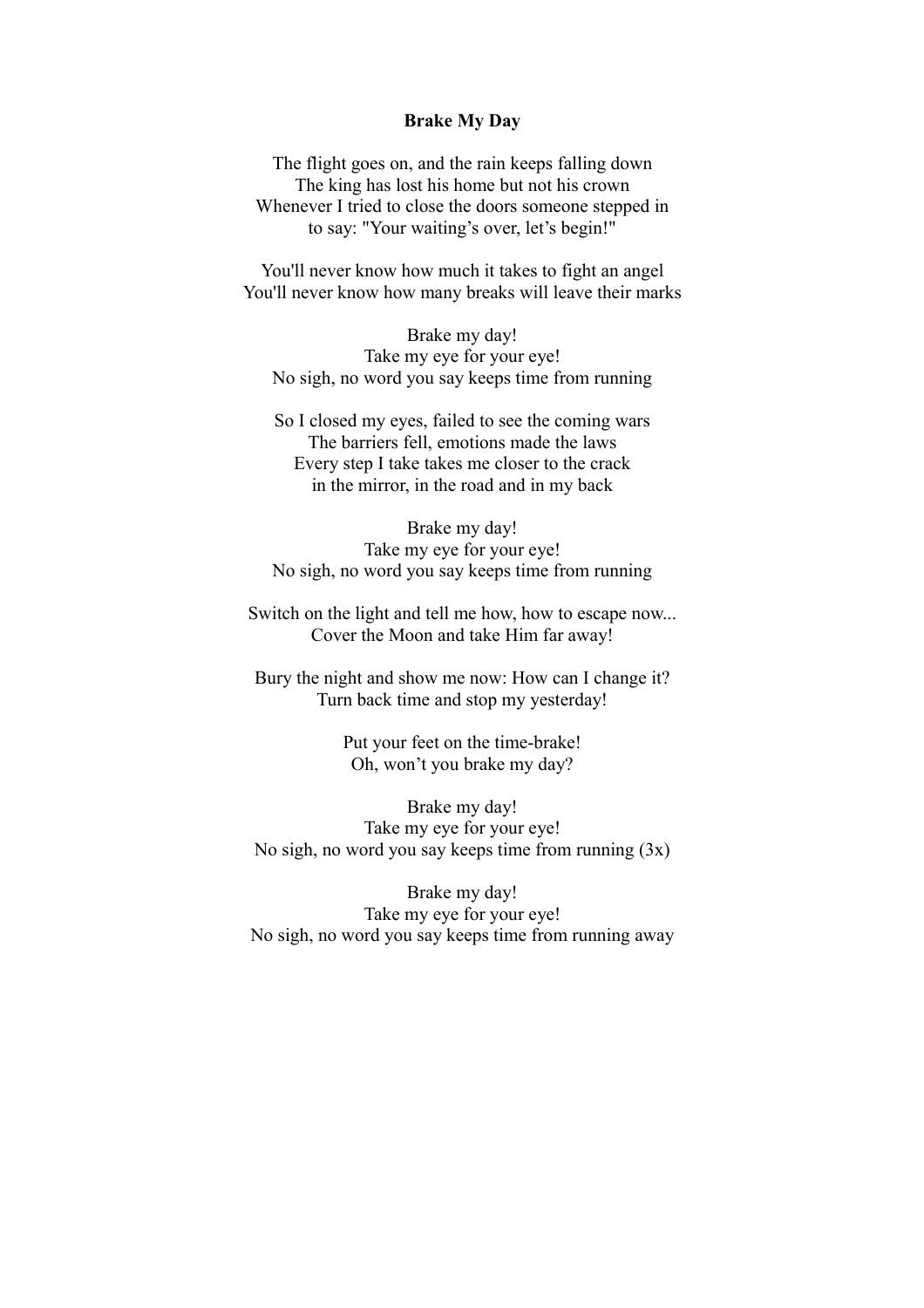**Brake My Day**

The flight goes on, and the rain keeps falling down
The king has lost his home but not his crown
Whenever I tried to close the doors someone stepped in
to say: "Your waiting's over, let's begin!"

You'll never know how much it takes to fight an angel
You'll never know how many breaks will leave their marks

Brake my day!
Take my eye for your eye!
No sigh, no word you say keeps time from running

So I closed my eyes, failed to see the coming wars
The barriers fell, emotions made the laws
Every step I take takes me closer to the crack
in the mirror, in the road and in my back

Brake my day!
Take my eye for your eye!
No sigh, no word you say keeps time from running

Switch on the light and tell me how, how to escape now...
Cover the Moon and take Him far away!

Bury the night and show me now: How can I change it?
Turn back time and stop my yesterday!

Put your feet on the time-brake!
Oh, won't you brake my day?

Brake my day!
Take my eye for your eye!
No sigh, no word you say keeps time from running (3x)

Brake my day!
Take my eye for your eye!
No sigh, no word you say keeps time from running away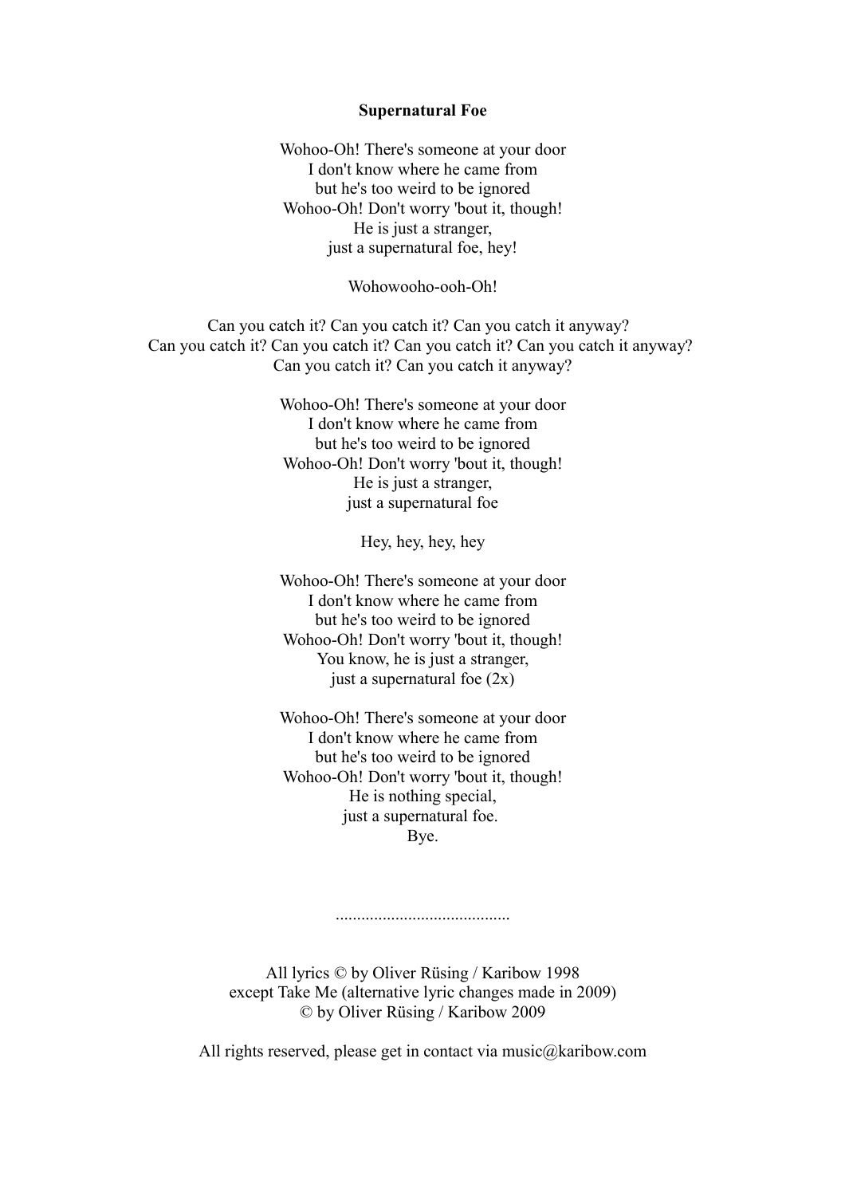**Supernatural Foe**

Wohoo-Oh! There's someone at your door
I don't know where he came from
but he's too weird to be ignored
Wohoo-Oh! Don't worry 'bout it, though!
He is just a stranger,
just a supernatural foe, hey!

Wohowooho-ooh-Oh!

Can you catch it? Can you catch it? Can you catch it anyway?
Can you catch it? Can you catch it? Can you catch it? Can you catch it anyway?
Can you catch it? Can you catch it anyway?

Wohoo-Oh! There's someone at your door
I don't know where he came from
but he's too weird to be ignored
Wohoo-Oh! Don't worry 'bout it, though!
He is just a stranger,
just a supernatural foe

Hey, hey, hey, hey

Wohoo-Oh! There's someone at your door
I don't know where he came from
but he's too weird to be ignored
Wohoo-Oh! Don't worry 'bout it, though!
You know, he is just a stranger,
just a supernatural foe (2x)

Wohoo-Oh! There's someone at your door
I don't know where he came from
but he's too weird to be ignored
Wohoo-Oh! Don't worry 'bout it, though!
He is nothing special,
just a supernatural foe.
Bye.

.........................................

All lyrics © by Oliver Rüsing / Karibow 1998
except Take Me (alternative lyric changes made in 2009)
© by Oliver Rüsing / Karibow 2009

All rights reserved, please get in contact via music@karibow.com